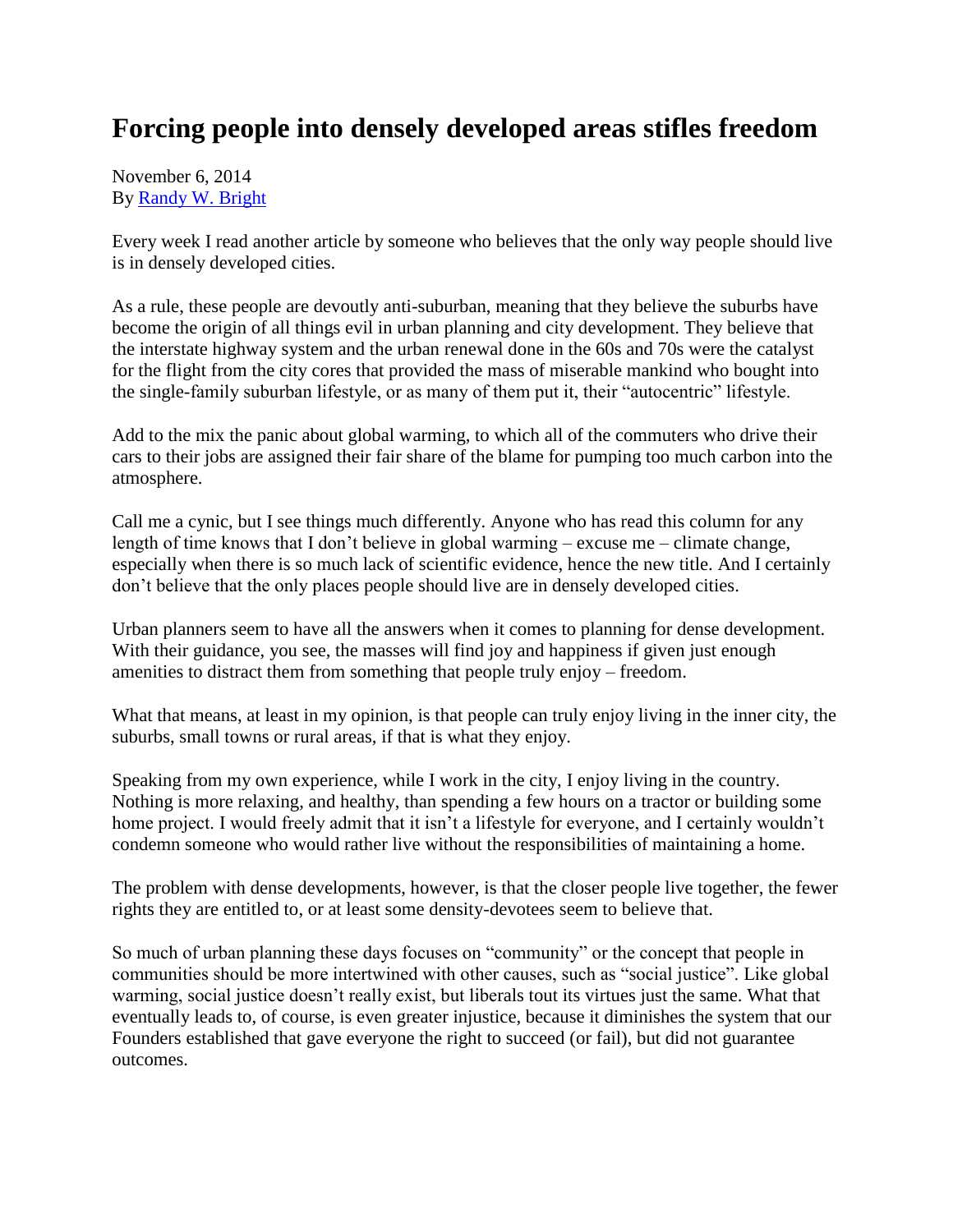# Forcing people into densely developed areas stifles freedom

November 6, 2014
By [Randy W. Bright]

Every week I read another article by someone who believes that the only way people should live is in densely developed cities.

As a rule, these people are devoutly anti-suburban, meaning that they believe the suburbs have become the origin of all things evil in urban planning and city development. They believe that the interstate highway system and the urban renewal done in the 60s and 70s were the catalyst for the flight from the city cores that provided the mass of miserable mankind who bought into the single-family suburban lifestyle, or as many of them put it, their "autocentric" lifestyle.

Add to the mix the panic about global warming, to which all of the commuters who drive their cars to their jobs are assigned their fair share of the blame for pumping too much carbon into the atmosphere.

Call me a cynic, but I see things much differently. Anyone who has read this column for any length of time knows that I don't believe in global warming – excuse me – climate change, especially when there is so much lack of scientific evidence, hence the new title. And I certainly don't believe that the only places people should live are in densely developed cities.

Urban planners seem to have all the answers when it comes to planning for dense development. With their guidance, you see, the masses will find joy and happiness if given just enough amenities to distract them from something that people truly enjoy – freedom.

What that means, at least in my opinion, is that people can truly enjoy living in the inner city, the suburbs, small towns or rural areas, if that is what they enjoy.

Speaking from my own experience, while I work in the city, I enjoy living in the country. Nothing is more relaxing, and healthy, than spending a few hours on a tractor or building some home project. I would freely admit that it isn't a lifestyle for everyone, and I certainly wouldn't condemn someone who would rather live without the responsibilities of maintaining a home.

The problem with dense developments, however, is that the closer people live together, the fewer rights they are entitled to, or at least some density-devotees seem to believe that.

So much of urban planning these days focuses on "community" or the concept that people in communities should be more intertwined with other causes, such as "social justice". Like global warming, social justice doesn't really exist, but liberals tout its virtues just the same. What that eventually leads to, of course, is even greater injustice, because it diminishes the system that our Founders established that gave everyone the right to succeed (or fail), but did not guarantee outcomes.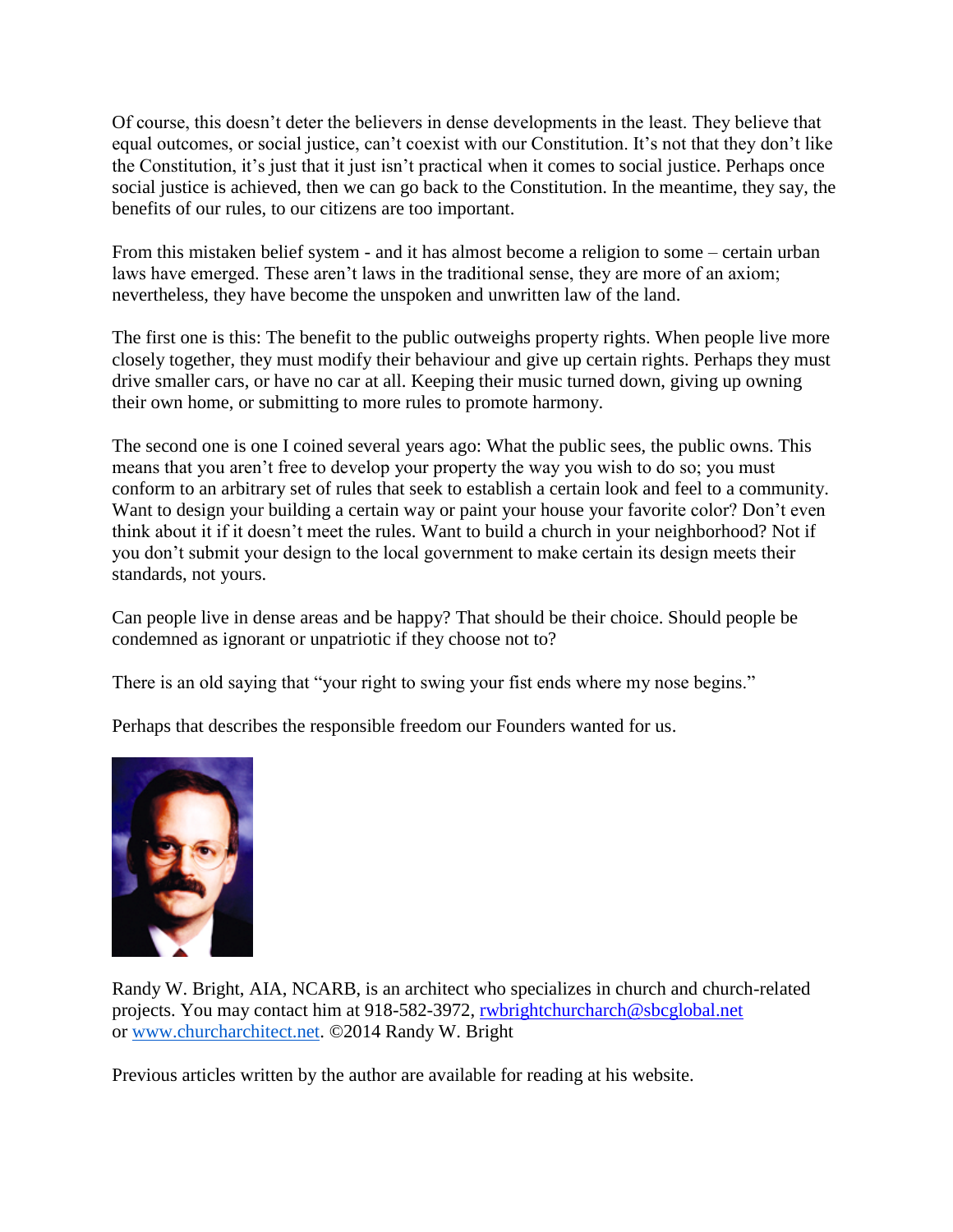Of course, this doesn't deter the believers in dense developments in the least. They believe that equal outcomes, or social justice, can't coexist with our Constitution. It's not that they don't like the Constitution, it's just that it just isn't practical when it comes to social justice. Perhaps once social justice is achieved, then we can go back to the Constitution. In the meantime, they say, the benefits of our rules, to our citizens are too important.

From this mistaken belief system - and it has almost become a religion to some – certain urban laws have emerged. These aren't laws in the traditional sense, they are more of an axiom; nevertheless, they have become the unspoken and unwritten law of the land.

The first one is this: The benefit to the public outweighs property rights. When people live more closely together, they must modify their behaviour and give up certain rights. Perhaps they must drive smaller cars, or have no car at all. Keeping their music turned down, giving up owning their own home, or submitting to more rules to promote harmony.

The second one is one I coined several years ago: What the public sees, the public owns. This means that you aren't free to develop your property the way you wish to do so; you must conform to an arbitrary set of rules that seek to establish a certain look and feel to a community. Want to design your building a certain way or paint your house your favorite color? Don't even think about it if it doesn't meet the rules. Want to build a church in your neighborhood? Not if you don't submit your design to the local government to make certain its design meets their standards, not yours.

Can people live in dense areas and be happy? That should be their choice. Should people be condemned as ignorant or unpatriotic if they choose not to?

There is an old saying that "your right to swing your fist ends where my nose begins."

Perhaps that describes the responsible freedom our Founders wanted for us.

Randy W. Bright, AIA, NCARB, is an architect who specializes in church and church-related projects. You may contact him at 918-582-3972, rwbrightchurcharch@sbcglobal.net or www.churcharchitect.net. ©2014 Randy W. Bright

Previous articles written by the author are available for reading at his website.